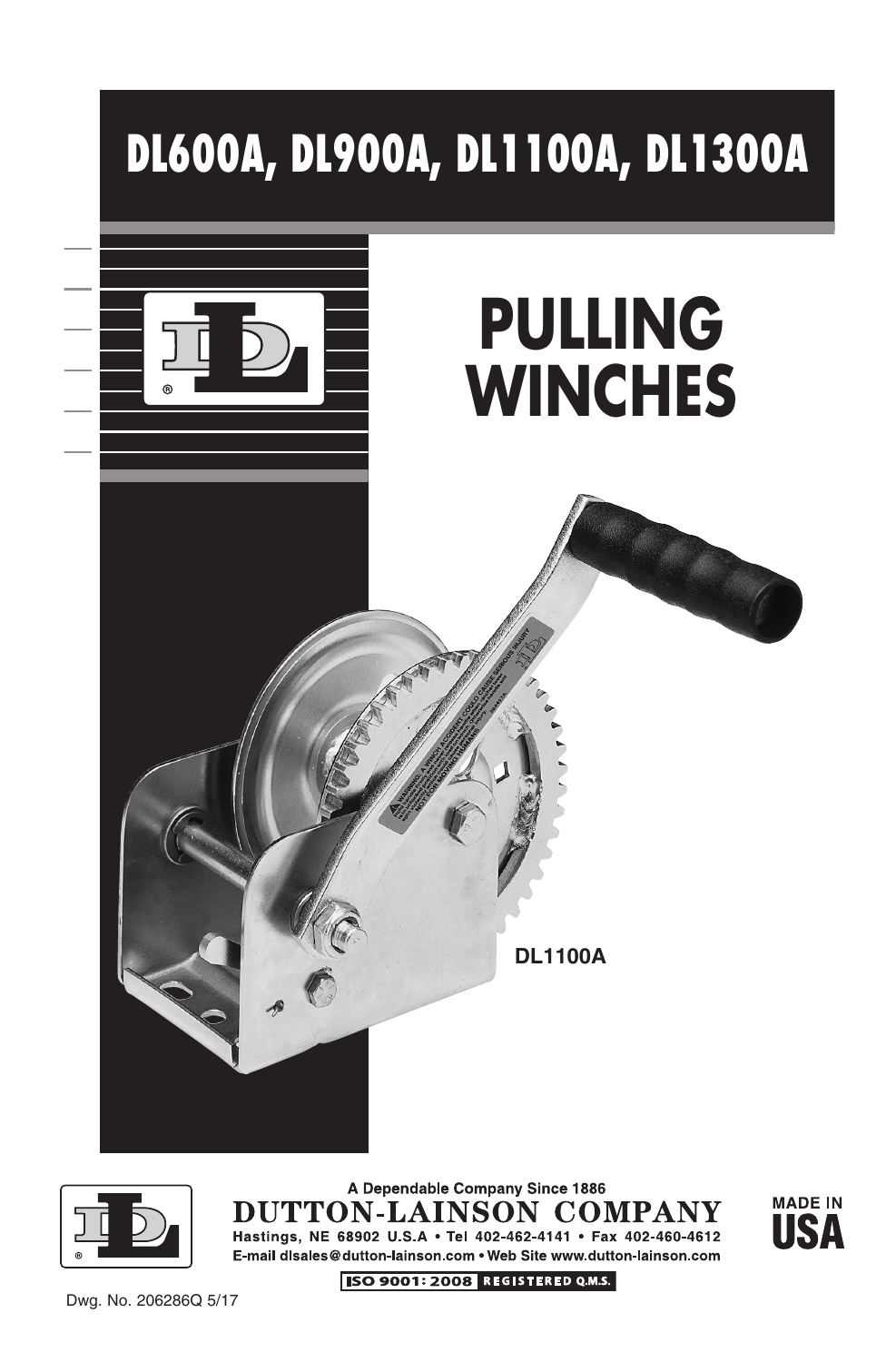# DL600A, DL900A, DL1100A, DL1300A

# PULLING WINCHES

DL1100A

A Dependable Company Since 1886

**DUTTON-LAINSON COMPANY**

Hastings, NE 68902 U.S.A • Tel 402-462-4141 • Fax 402-460-4612

E-mail dlsales@dutton-lainson.com • Web Site www.dutton-lainson.com

MADE IN USA

ISO 9001: 2008 REGISTERED Q.M.S.

Dwg. No. 206286Q 5/17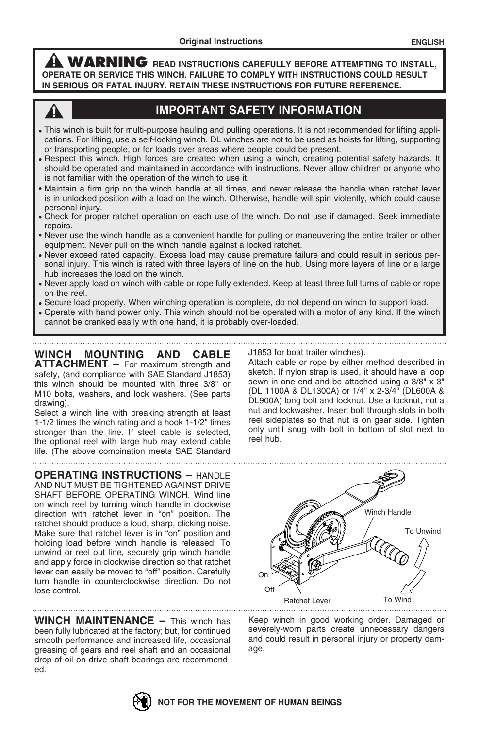**⚠ WARNING READ INSTRUCTIONS CAREFULLY BEFORE ATTEMPTING TO INSTALL, OPERATE OR SERVICE THIS WINCH. FAILURE TO COMPLY WITH INSTRUCTIONS COULD RESULT IN SERIOUS OR FATAL INJURY. RETAIN THESE INSTRUCTIONS FOR FUTURE REFERENCE.**

## IMPORTANT SAFETY INFORMATION

- This winch is built for multi-purpose hauling and pulling operations. It is not recommended for lifting applications. For lifting, use a self-locking winch. DL winches are not to be used as hoists for lifting, supporting or transporting people, or for loads over areas where people could be present.
- Respect this winch. High forces are created when using a winch, creating potential safety hazards. It should be operated and maintained in accordance with instructions. Never allow children or anyone who is not familiar with the operation of the winch to use it.
- Maintain a firm grip on the winch handle at all times, and never release the handle when ratchet lever is in unlocked position with a load on the winch. Otherwise, handle will spin violently, which could cause personal injury.
- Check for proper ratchet operation on each use of the winch. Do not use if damaged. Seek immediate repairs.
- Never use the winch handle as a convenient handle for pulling or maneuvering the entire trailer or other equipment. Never pull on the winch handle against a locked ratchet.
- Never exceed rated capacity. Excess load may cause premature failure and could result in serious personal injury. This winch is rated with three layers of line on the hub. Using more layers of line or a large hub increases the load on the winch.
- Never apply load on winch with cable or rope fully extended. Keep at least three full turns of cable or rope on the reel.
- Secure load properly. When winching operation is complete, do not depend on winch to support load.
- Operate with hand power only. This winch should not be operated with a motor of any kind. If the winch cannot be cranked easily with one hand, it is probably over-loaded.

**WINCH MOUNTING AND CABLE ATTACHMENT –** For maximum strength and safety, (and compliance with SAE Standard J1853) this winch should be mounted with three 3/8" or M10 bolts, washers, and lock washers. (See parts drawing).

Select a winch line with breaking strength at least 1-1/2 times the winch rating and a hook 1-1/2" times stronger than the line. If steel cable is selected, the optional reel with large hub may extend cable life. (The above combination meets SAE Standard J1853 for boat trailer winches).

Attach cable or rope by either method described in sketch. If nylon strap is used, it should have a loop sewn in one end and be attached using a 3/8" x 3" (DL 1100A & DL1300A) or 1/4" x 2-3/4" (DL600A & DL900A) long bolt and locknut. Use a locknut, not a nut and lockwasher. Insert bolt through slots in both reel sideplates so that nut is on gear side. Tighten only until snug with bolt in bottom of slot next to reel hub.

**OPERATING INSTRUCTIONS –** HANDLE AND NUT MUST BE TIGHTENED AGAINST DRIVE SHAFT BEFORE OPERATING WINCH. Wind line on winch reel by turning winch handle in clockwise direction with ratchet lever in "on" position. The ratchet should produce a loud, sharp, clicking noise. Make sure that ratchet lever is in "on" position and holding load before winch handle is released. To unwind or reel out line, securely grip winch handle and apply force in clockwise direction so that ratchet lever can easily be moved to "off" position. Carefully turn handle in counterclockwise direction. Do not lose control.

Winch Handle · To Unwind · On · Off · Ratchet Lever · To Wind

**WINCH MAINTENANCE –** This winch has been fully lubricated at the factory; but, for continued smooth performance and increased life, occasional greasing of gears and reel shaft and an occasional drop of oil on drive shaft bearings are recommended.

Keep winch in good working order. Damaged or severely-worn parts create unnecessary dangers and could result in personal injury or property damage.

**NOT FOR THE MOVEMENT OF HUMAN BEINGS**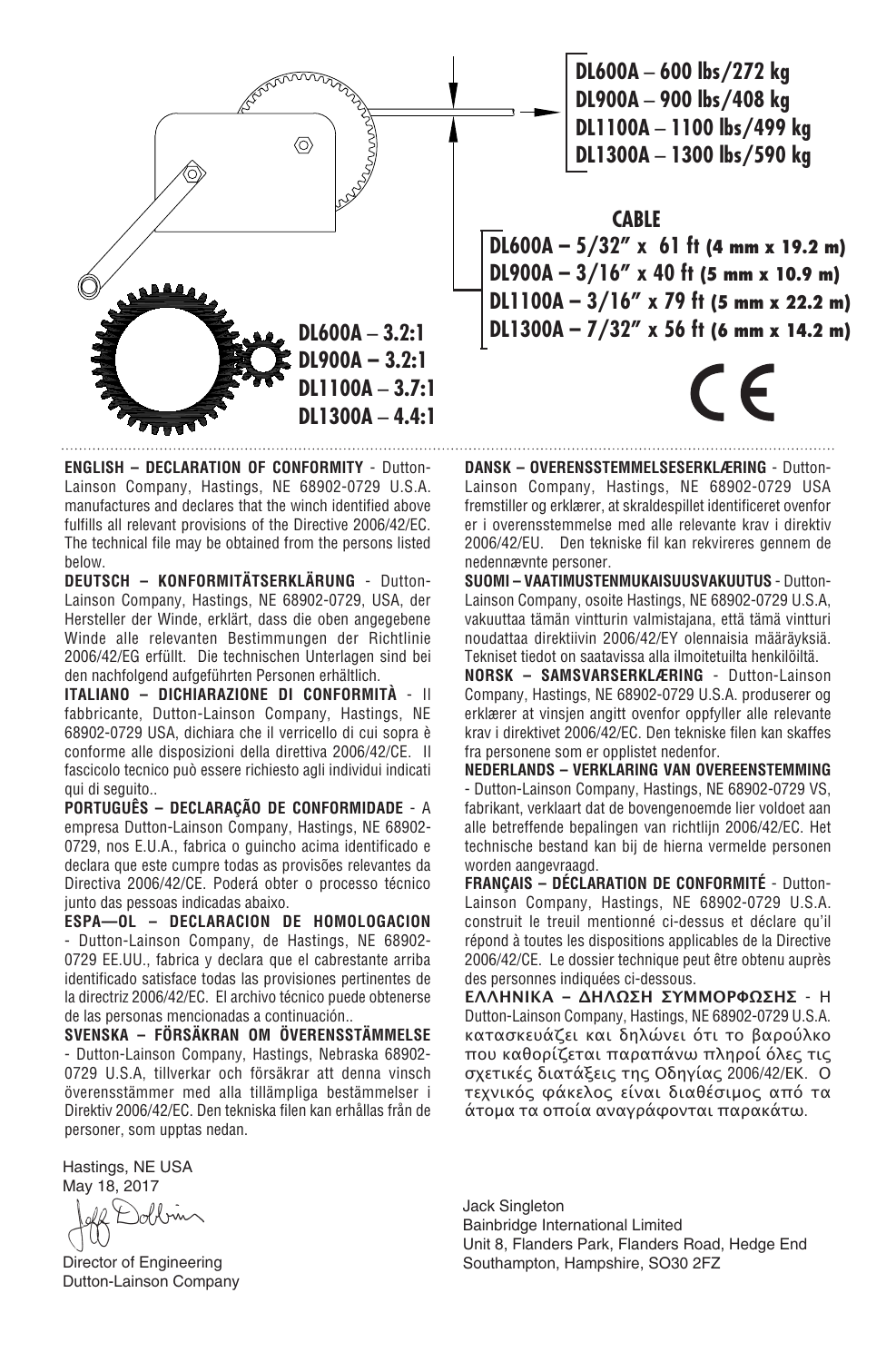**DL600A** – **600 lbs/272 kg**
**DL900A** – **900 lbs/408 kg**
**DL1100A** – **1100 lbs/499 kg**
**DL1300A** – **1300 lbs/590 kg**

**CABLE**

**DL600A – 5/32″ x 61 ft (4 mm x 19.2 m)**
**DL900A – 3/16″ x 40 ft (5 mm x 10.9 m)**
**DL1100A – 3/16″ x 79 ft (5 mm x 22.2 m)**
**DL1300A – 7/32″ x 56 ft (6 mm x 14.2 m)**

**DL600A** – **3.2:1**
**DL900A** – **3.2:1**
**DL1100A** – **3.7:1**
**DL1300A** – **4.4:1**

CE

**ENGLISH – DECLARATION OF CONFORMITY** - Dutton-Lainson Company, Hastings, NE 68902-0729 U.S.A. manufactures and declares that the winch identified above fulfills all relevant provisions of the Directive 2006/42/EC. The technical file may be obtained from the persons listed below.

**DEUTSCH – KONFORMITÄTSERKLÄRUNG** - Dutton-Lainson Company, Hastings, NE 68902-0729, USA, der Hersteller der Winde, erklärt, dass die oben angegebene Winde alle relevanten Bestimmungen der Richtlinie 2006/42/EG erfüllt. Die technischen Unterlagen sind bei den nachfolgend aufgeführten Personen erhältlich.

**ITALIANO – DICHIARAZIONE DI CONFORMITÀ** - Il fabbricante, Dutton-Lainson Company, Hastings, NE 68902-0729 USA, dichiara che il verricello di cui sopra è conforme alle disposizioni della direttiva 2006/42/CE. Il fascicolo tecnico può essere richiesto agli individui indicati qui di seguito..

**PORTUGUÊS – DECLARAÇÃO DE CONFORMIDADE** - A empresa Dutton-Lainson Company, Hastings, NE 68902-0729, nos E.U.A., fabrica o guincho acima identificado e declara que este cumpre todas as provisões relevantes da Directiva 2006/42/CE. Poderá obter o processo técnico junto das pessoas indicadas abaixo.

**ESPA—OL – DECLARACION DE HOMOLOGACION** - Dutton-Lainson Company, de Hastings, NE 68902-0729 EE.UU., fabrica y declara que el cabrestante arriba identificado satisface todas las provisiones pertinentes de la directriz 2006/42/EC. El archivo técnico puede obtenerse de las personas mencionadas a continuación..

**SVENSKA – FÖRSÄKRAN OM ÖVERENSSTÄMMELSE** - Dutton-Lainson Company, Hastings, Nebraska 68902-0729 U.S.A, tillverkar och försäkrar att denna vinsch överensstämmer med alla tillämpliga bestämmelser i Direktiv 2006/42/EC. Den tekniska filen kan erhållas från de personer, som upptas nedan.

**DANSK – OVERENSSTEMMELSESERKLÆRING** - Dutton-Lainson Company, Hastings, NE 68902-0729 USA fremstiller og erklærer, at skraldespillet identificeret ovenfor er i overensstemmelse med alle relevante krav i direktiv 2006/42/EU. Den tekniske fil kan rekvireres gennem de nedennævnte personer.

**SUOMI – VAATIMUSTENMUKAISUUSVAKUUTUS** - Dutton-Lainson Company, osoite Hastings, NE 68902-0729 U.S.A, vakuuttaa tämän vintturin valmistajana, että tämä vintturi noudattaa direktiivin 2006/42/EY olennaisia määräyksiä. Tekniset tiedot on saatavissa alla ilmoitetuilta henkilöiltä.

**NORSK – SAMSVARSERKLÆRING** - Dutton-Lainson Company, Hastings, NE 68902-0729 U.S.A. produserer og erklærer at vinsjen angitt ovenfor oppfyller alle relevante krav i direktivet 2006/42/EC. Den tekniske filen kan skaffes fra personene som er opplistet nedenfor.

**NEDERLANDS – VERKLARING VAN OVEREENSTEMMING** - Dutton-Lainson Company, Hastings, NE 68902-0729 VS, fabrikant, verklaart dat de bovengenoemde lier voldoet aan alle betreffende bepalingen van richtlijn 2006/42/EC. Het technische bestand kan bij de hierna vermelde personen worden aangevraagd.

**FRANÇAIS – DÉCLARATION DE CONFORMITÉ** - Dutton-Lainson Company, Hastings, NE 68902-0729 U.S.A. construit le treuil mentionné ci-dessus et déclare qu'il répond à toutes les dispositions applicables de la Directive 2006/42/CE. Le dossier technique peut être obtenu auprès des personnes indiquées ci-dessous.

**ΕΛΛΗΝΙΚΑ – ΔΗΛΩΣΗ ΣΥΜΜΟΡΦΩΣΗΣ** - Η Dutton-Lainson Company, Hastings, NE 68902-0729 U.S.A. κατασκευάζει και δηλώνει ότι το βαρούλκο που καθορίζεται παραπάνω πληροί όλες τις σχετικές διατάξεις της Οδηγίας 2006/42/ΕΚ. Ο τεχνικός φάκελος είναι διαθέσιμος από τα άτομα τα οποία αναγράφονται παρακάτω.

Hastings, NE USA
May 18, 2017

Jeff Dobbins

Director of Engineering
Dutton-Lainson Company

Jack Singleton
Bainbridge International Limited
Unit 8, Flanders Park, Flanders Road, Hedge End
Southampton, Hampshire, SO30 2FZ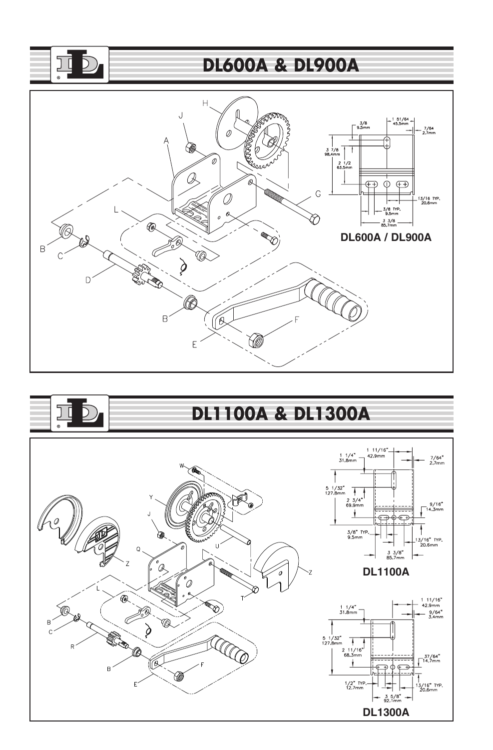# DL600A & DL900A

H
J
A
G
L
B
C
D
B
F
E

3/8
9.5mm

1 51/64
45.5mm

7/64
2.7mm

3 7/8
98.4mm

2 1/2
63.5mm

13/16 TYP.
20.6mm

3/8 TYP.
9.5mm

3 3/8
85.7mm

**DL600A / DL900A**

# DL1100A & DL1300A

W
Y
J
Z
Q
U
Z
T
L
B
C
R
B
F
E

1 1/4"
31.8mm

1 11/16"
42.9mm

7/64"
2.7mm

5 1/32"
127.8mm

2 3/4"
69.9mm

9/16"
14.3mm

3/8" TYP.
9.5mm

13/16" TYP.
20.6mm

3 3/8"
85.7mm

**DL1100A**

1 1/4"
31.8mm

1 11/16"
42.9mm

9/64"
3.4mm

5 1/32"
127.8mm

2 11/16"
68.3mm

37/64"
14.7mm

1/2" TYP.
12.7mm

13/16" TYP.
20.6mm

3 5/8"
92.1mm

**DL1300A**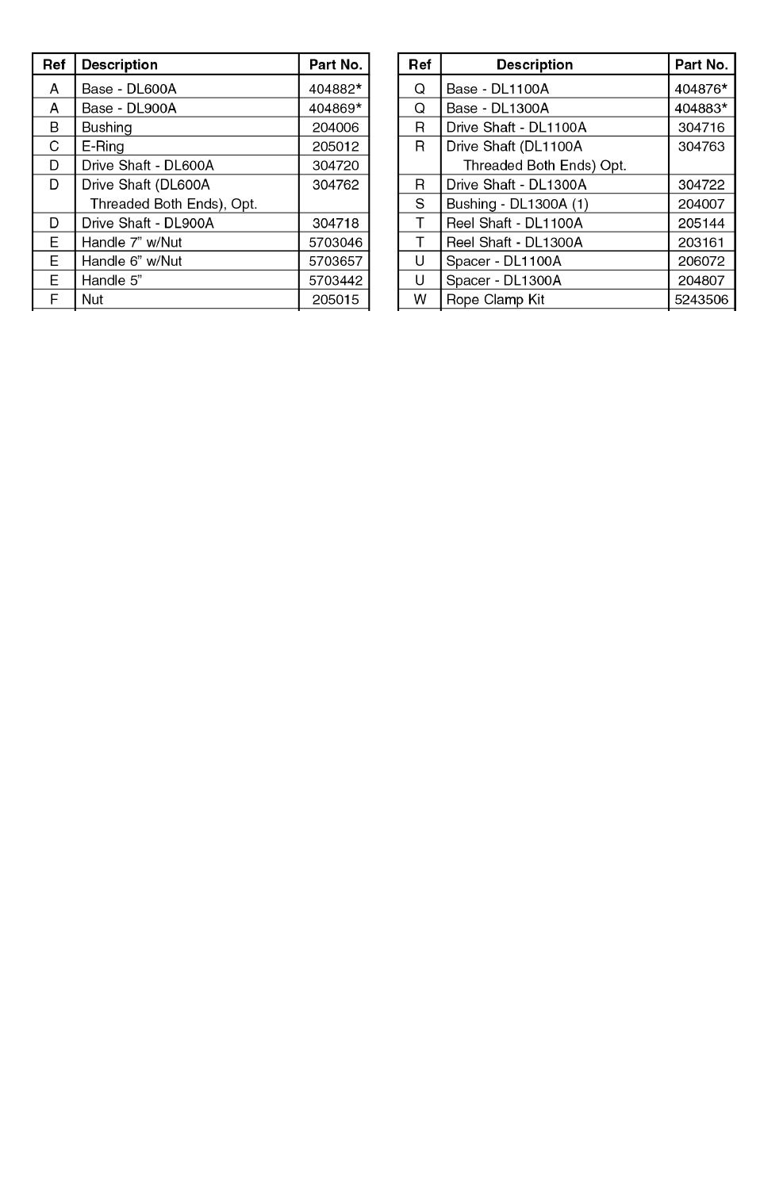| Ref | Description | Part No. |
| --- | --- | --- |
| A | Base - DL600A | 404882* |
| A | Base - DL900A | 404869* |
| B | Bushing | 204006 |
| C | E-Ring | 205012 |
| D | Drive Shaft - DL600A | 304720 |
| D | Drive Shaft (DL600A Threaded Both Ends), Opt. | 304762 |
| D | Drive Shaft - DL900A | 304718 |
| E | Handle 7" w/Nut | 5703046 |
| E | Handle 6" w/Nut | 5703657 |
| E | Handle 5" | 5703442 |
| F | Nut | 205015 |

| Ref | Description | Part No. |
| --- | --- | --- |
| Q | Base - DL1100A | 404876* |
| Q | Base - DL1300A | 404883* |
| R | Drive Shaft - DL1100A | 304716 |
| R | Drive Shaft (DL1100A Threaded Both Ends) Opt. | 304763 |
| R | Drive Shaft - DL1300A | 304722 |
| S | Bushing - DL1300A (1) | 204007 |
| T | Reel Shaft - DL1100A | 205144 |
| T | Reel Shaft - DL1300A | 203161 |
| U | Spacer - DL1100A | 206072 |
| U | Spacer - DL1300A | 204807 |
| W | Rope Clamp Kit | 5243506 |